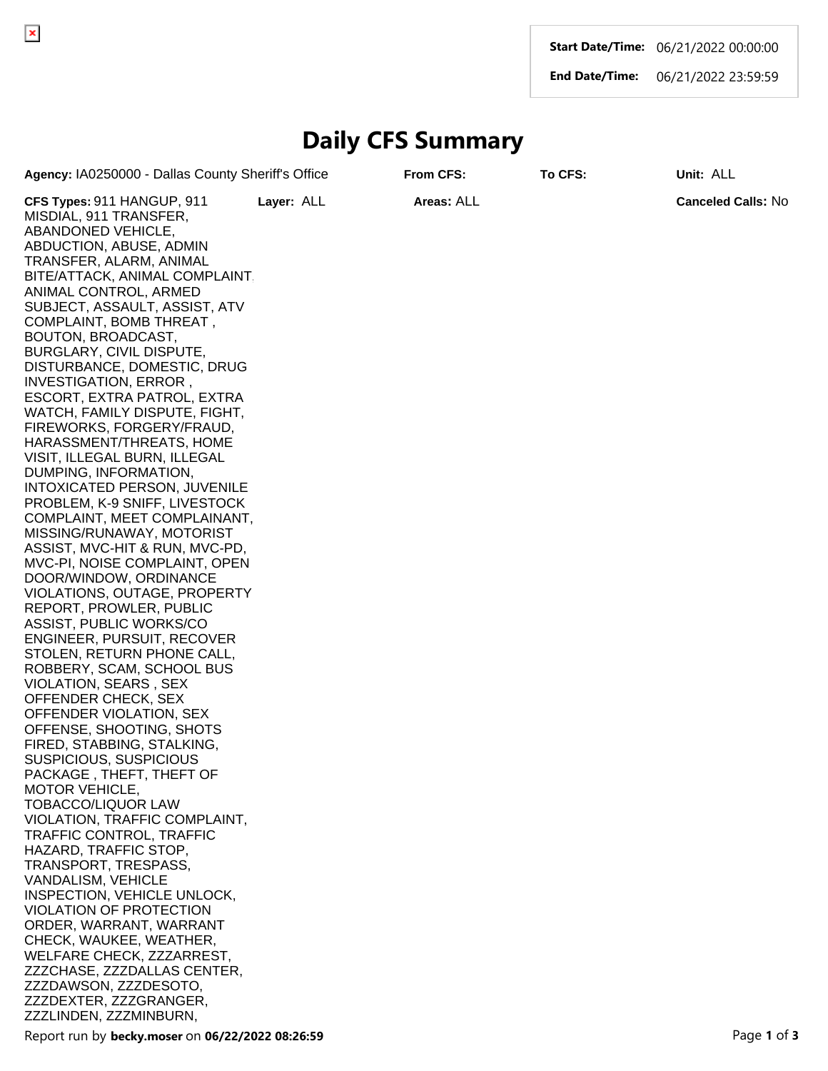| **Start Date/Time:** | 06/21/2022 00:00:00 |
| --- | --- |
| **End Date/Time:** | 06/21/2022 23:59:59 |

# Daily CFS Summary

**Agency:** IA0250000 - Dallas County Sheriff's Office **From CFS:** **To CFS:** **Unit:** ALL

**CFS Types:** 911 HANGUP, 911 MISDIAL, 911 TRANSFER, ABANDONED VEHICLE, ABDUCTION, ABUSE, ADMIN TRANSFER, ALARM, ANIMAL BITE/ATTACK, ANIMAL COMPLAINT, ANIMAL CONTROL, ARMED SUBJECT, ASSAULT, ASSIST, ATV COMPLAINT, BOMB THREAT , BOUTON, BROADCAST, BURGLARY, CIVIL DISPUTE, DISTURBANCE, DOMESTIC, DRUG INVESTIGATION, ERROR , ESCORT, EXTRA PATROL, EXTRA WATCH, FAMILY DISPUTE, FIGHT, FIREWORKS, FORGERY/FRAUD, HARASSMENT/THREATS, HOME VISIT, ILLEGAL BURN, ILLEGAL DUMPING, INFORMATION, INTOXICATED PERSON, JUVENILE PROBLEM, K-9 SNIFF, LIVESTOCK COMPLAINT, MEET COMPLAINANT, MISSING/RUNAWAY, MOTORIST ASSIST, MVC-HIT & RUN, MVC-PD, MVC-PI, NOISE COMPLAINT, OPEN DOOR/WINDOW, ORDINANCE VIOLATIONS, OUTAGE, PROPERTY REPORT, PROWLER, PUBLIC ASSIST, PUBLIC WORKS/CO ENGINEER, PURSUIT, RECOVER STOLEN, RETURN PHONE CALL, ROBBERY, SCAM, SCHOOL BUS VIOLATION, SEARS , SEX OFFENDER CHECK, SEX OFFENDER VIOLATION, SEX OFFENSE, SHOOTING, SHOTS FIRED, STABBING, STALKING, SUSPICIOUS, SUSPICIOUS PACKAGE , THEFT, THEFT OF MOTOR VEHICLE, TOBACCO/LIQUOR LAW VIOLATION, TRAFFIC COMPLAINT, TRAFFIC CONTROL, TRAFFIC HAZARD, TRAFFIC STOP, TRANSPORT, TRESPASS, VANDALISM, VEHICLE INSPECTION, VEHICLE UNLOCK, VIOLATION OF PROTECTION ORDER, WARRANT, WARRANT CHECK, WAUKEE, WEATHER, WELFARE CHECK, ZZZARREST, ZZZCHASE, ZZZDALLAS CENTER, ZZZDAWSON, ZZZDESOTO, ZZZDEXTER, ZZZGRANGER, ZZZLINDEN, ZZZMINBURN,

**Layer:** ALL **Areas:** ALL **Canceled Calls:** No

Report run by **becky.moser** on **06/22/2022 08:26:59**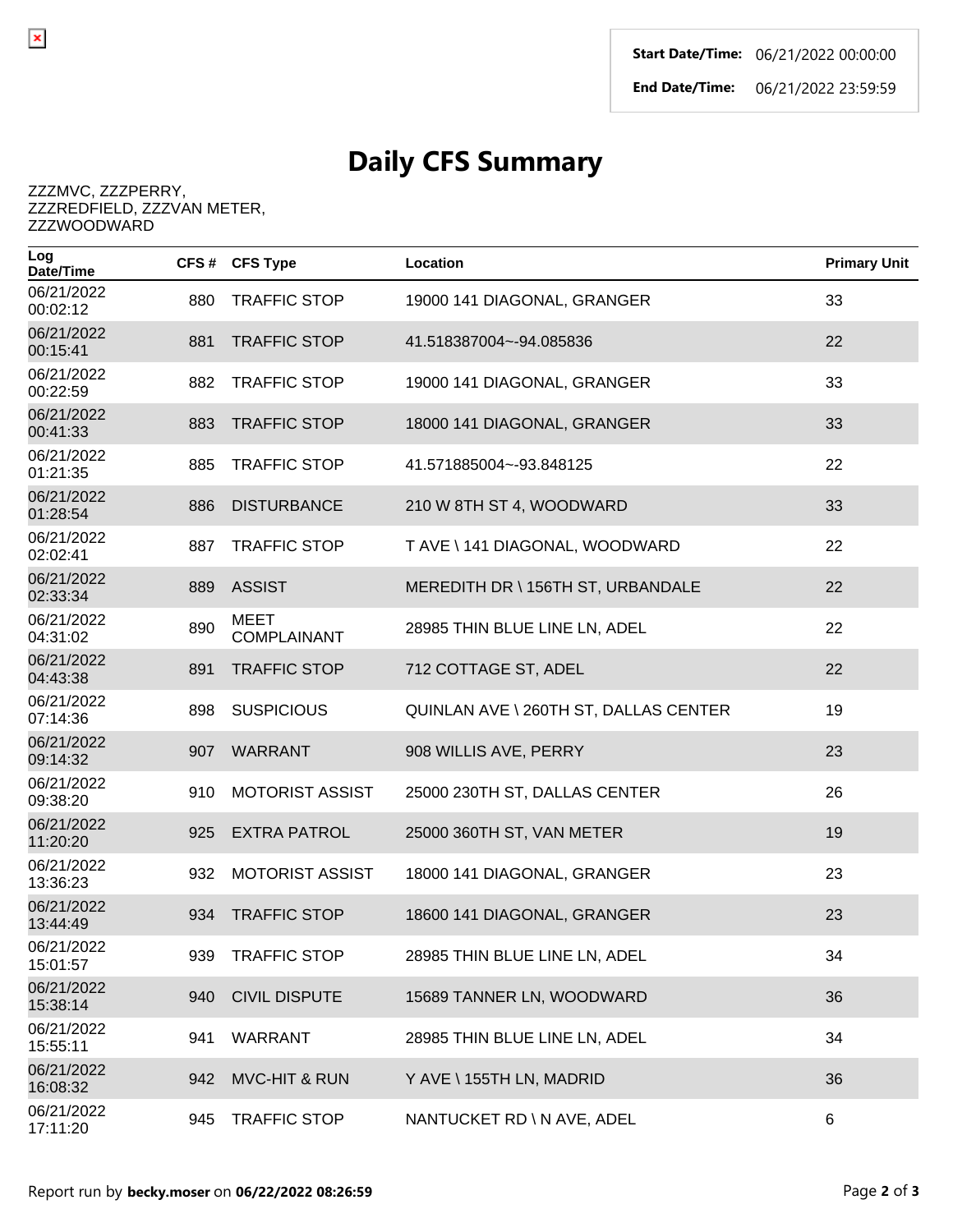| Start Date/Time: | 06/21/2022 00:00:00 |
|---|---|
| End Date/Time: | 06/21/2022 23:59:59 |

# Daily CFS Summary

ZZZMVC, ZZZPERRY, ZZZREDFIELD, ZZZVAN METER, ZZZWOODWARD

| Log Date/Time | CFS # | CFS Type | Location | Primary Unit |
|---|---|---|---|---|
| 06/21/2022 00:02:12 | 880 | TRAFFIC STOP | 19000 141 DIAGONAL, GRANGER | 33 |
| 06/21/2022 00:15:41 | 881 | TRAFFIC STOP | 41.518387004~-94.085836 | 22 |
| 06/21/2022 00:22:59 | 882 | TRAFFIC STOP | 19000 141 DIAGONAL, GRANGER | 33 |
| 06/21/2022 00:41:33 | 883 | TRAFFIC STOP | 18000 141 DIAGONAL, GRANGER | 33 |
| 06/21/2022 01:21:35 | 885 | TRAFFIC STOP | 41.571885004~-93.848125 | 22 |
| 06/21/2022 01:28:54 | 886 | DISTURBANCE | 210 W 8TH ST 4, WOODWARD | 33 |
| 06/21/2022 02:02:41 | 887 | TRAFFIC STOP | T AVE \ 141 DIAGONAL, WOODWARD | 22 |
| 06/21/2022 02:33:34 | 889 | ASSIST | MEREDITH DR \ 156TH ST, URBANDALE | 22 |
| 06/21/2022 04:31:02 | 890 | MEET COMPLAINANT | 28985 THIN BLUE LINE LN, ADEL | 22 |
| 06/21/2022 04:43:38 | 891 | TRAFFIC STOP | 712 COTTAGE ST, ADEL | 22 |
| 06/21/2022 07:14:36 | 898 | SUSPICIOUS | QUINLAN AVE \ 260TH ST, DALLAS CENTER | 19 |
| 06/21/2022 09:14:32 | 907 | WARRANT | 908 WILLIS AVE, PERRY | 23 |
| 06/21/2022 09:38:20 | 910 | MOTORIST ASSIST | 25000 230TH ST, DALLAS CENTER | 26 |
| 06/21/2022 11:20:20 | 925 | EXTRA PATROL | 25000 360TH ST, VAN METER | 19 |
| 06/21/2022 13:36:23 | 932 | MOTORIST ASSIST | 18000 141 DIAGONAL, GRANGER | 23 |
| 06/21/2022 13:44:49 | 934 | TRAFFIC STOP | 18600 141 DIAGONAL, GRANGER | 23 |
| 06/21/2022 15:01:57 | 939 | TRAFFIC STOP | 28985 THIN BLUE LINE LN, ADEL | 34 |
| 06/21/2022 15:38:14 | 940 | CIVIL DISPUTE | 15689 TANNER LN, WOODWARD | 36 |
| 06/21/2022 15:55:11 | 941 | WARRANT | 28985 THIN BLUE LINE LN, ADEL | 34 |
| 06/21/2022 16:08:32 | 942 | MVC-HIT & RUN | Y AVE \ 155TH LN, MADRID | 36 |
| 06/21/2022 17:11:20 | 945 | TRAFFIC STOP | NANTUCKET RD \ N AVE, ADEL | 6 |

Report run by **becky.moser** on **06/22/2022 08:26:59**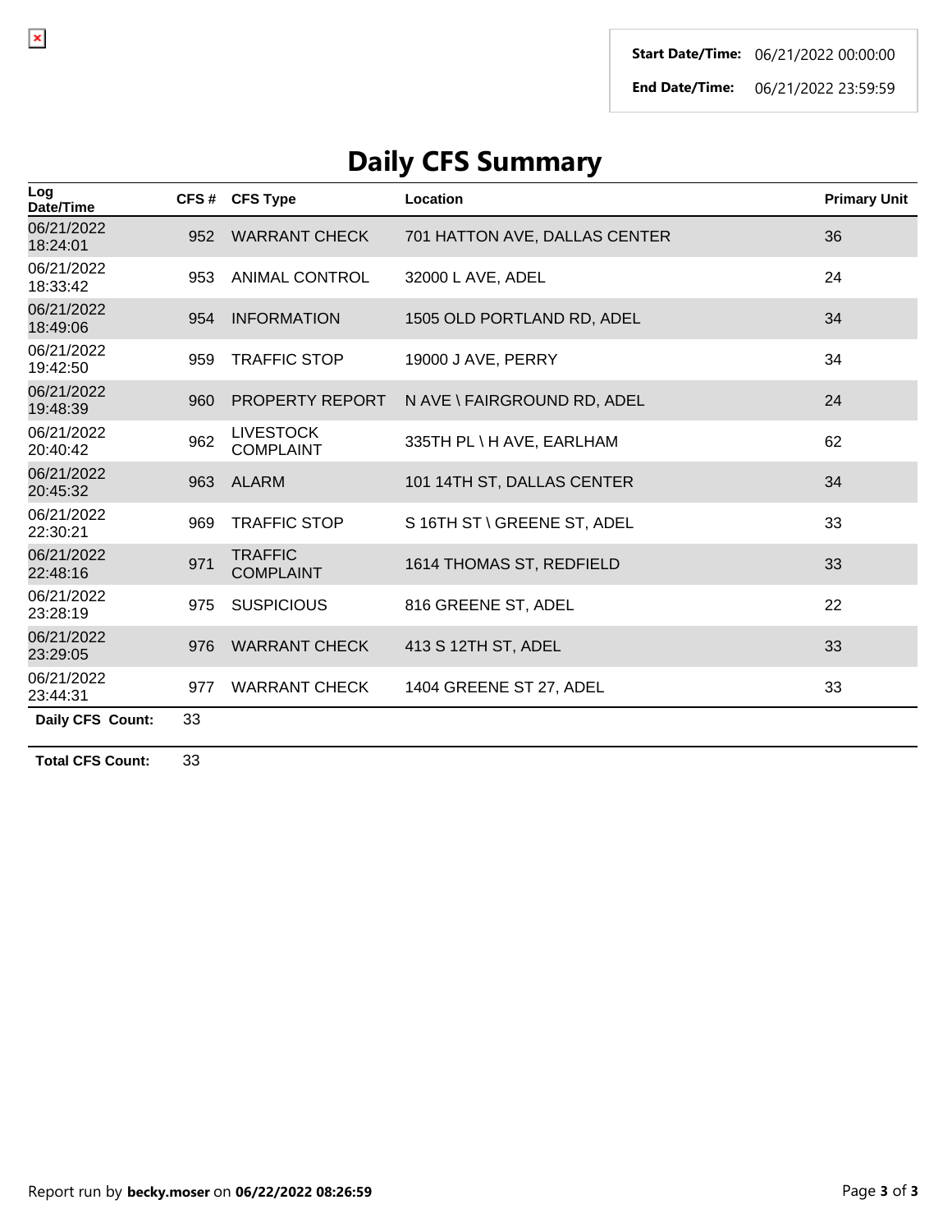| | |
|---|---|
| **Start Date/Time:** | 06/21/2022 00:00:00 |
| **End Date/Time:** | 06/21/2022 23:59:59 |

# Daily CFS Summary

| Log Date/Time | CFS # | CFS Type | Location | Primary Unit |
|---|---|---|---|---|
| 06/21/2022 18:24:01 | 952 | WARRANT CHECK | 701 HATTON AVE, DALLAS CENTER | 36 |
| 06/21/2022 18:33:42 | 953 | ANIMAL CONTROL | 32000 L AVE, ADEL | 24 |
| 06/21/2022 18:49:06 | 954 | INFORMATION | 1505 OLD PORTLAND RD, ADEL | 34 |
| 06/21/2022 19:42:50 | 959 | TRAFFIC STOP | 19000 J AVE, PERRY | 34 |
| 06/21/2022 19:48:39 | 960 | PROPERTY REPORT | N AVE \ FAIRGROUND RD, ADEL | 24 |
| 06/21/2022 20:40:42 | 962 | LIVESTOCK COMPLAINT | 335TH PL \ H AVE, EARLHAM | 62 |
| 06/21/2022 20:45:32 | 963 | ALARM | 101 14TH ST, DALLAS CENTER | 34 |
| 06/21/2022 22:30:21 | 969 | TRAFFIC STOP | S 16TH ST \ GREENE ST, ADEL | 33 |
| 06/21/2022 22:48:16 | 971 | TRAFFIC COMPLAINT | 1614 THOMAS ST, REDFIELD | 33 |
| 06/21/2022 23:28:19 | 975 | SUSPICIOUS | 816 GREENE ST, ADEL | 22 |
| 06/21/2022 23:29:05 | 976 | WARRANT CHECK | 413 S 12TH ST, ADEL | 33 |
| 06/21/2022 23:44:31 | 977 | WARRANT CHECK | 1404 GREENE ST 27, ADEL | 33 |

**Daily CFS Count:** 33

**Total CFS Count:** 33

Report run by **becky.moser** on **06/22/2022 08:26:59**